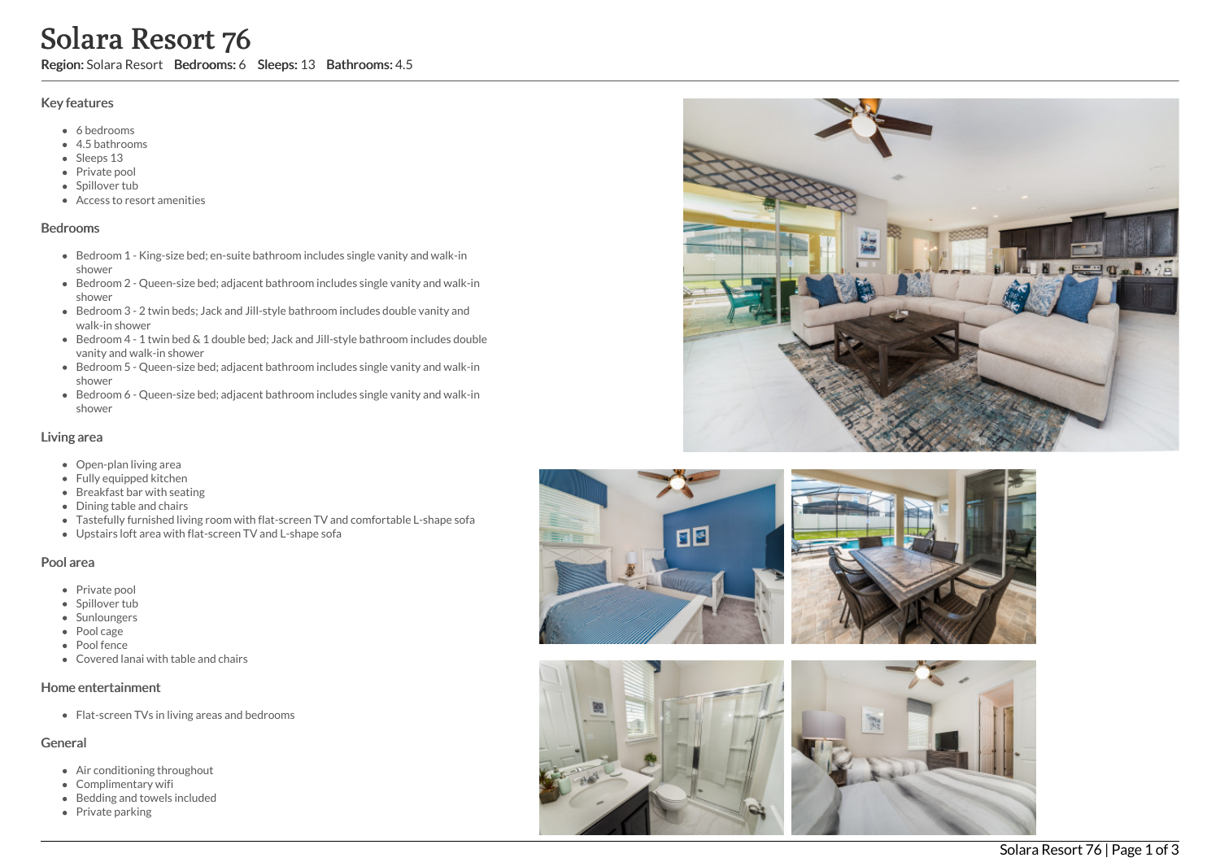# Solara Resort 76

**Region:** Solara Resort **Bedrooms:** 6 **Sleeps:** 13 **Bathrooms:** 4.5

## Key features

- 6 bedrooms
- 4.5 bathrooms
- Sleeps 13
- Private pool
- Spillover tub
- Access to resort amenities

## Bedrooms

- Bedroom 1 - King-size bed; en-suite bathroom includes single vanity and walk-in shower
- Bedroom 2 - Queen-size bed; adjacent bathroom includes single vanity and walk-in shower
- Bedroom 3 - 2 twin beds; Jack and Jill-style bathroom includes double vanity and walk-in shower
- Bedroom 4 - 1 twin bed & 1 double bed; Jack and Jill-style bathroom includes double vanity and walk-in shower
- Bedroom 5 - Queen-size bed; adjacent bathroom includes single vanity and walk-in shower
- Bedroom 6 - Queen-size bed; adjacent bathroom includes single vanity and walk-in shower

## Living area

- Open-plan living area
- Fully equipped kitchen
- Breakfast bar with seating
- Dining table and chairs
- Tastefully furnished living room with flat-screen TV and comfortable L-shape sofa
- Upstairs loft area with flat-screen TV and L-shape sofa

## Pool area

- Private pool
- Spillover tub
- Sunloungers
- Pool cage
- Pool fence
- Covered lanai with table and chairs

## Home entertainment

- Flat-screen TVs in living areas and bedrooms

## General

- Air conditioning throughout
- Complimentary wifi
- Bedding and towels included
- Private parking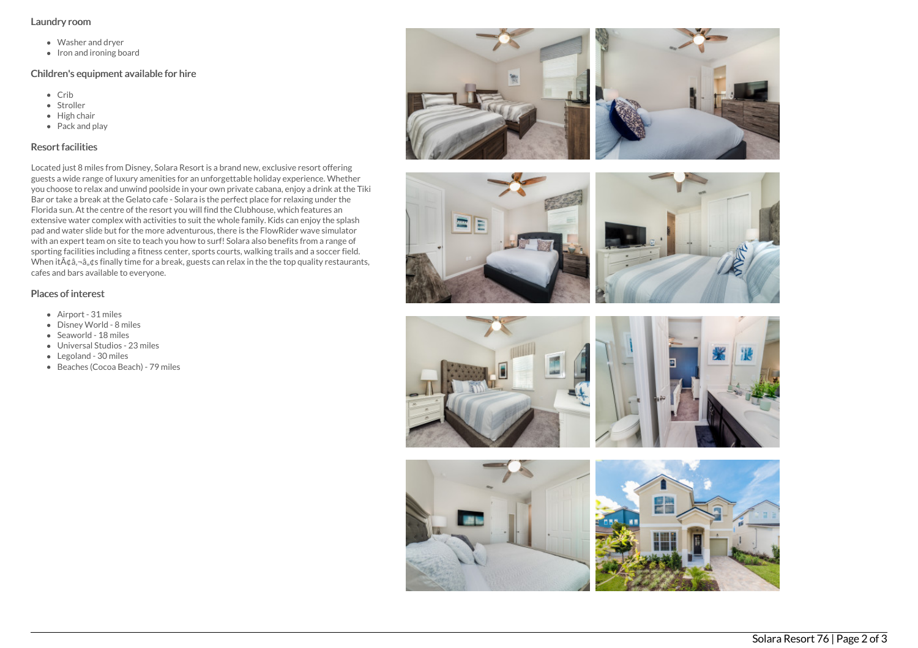### Laundry room

- Washer and dryer
- Iron and ironing board

### Children's equipment available for hire

- Crib
- Stroller
- High chair
- Pack and play

### Resort facilities

Located just 8 miles from Disney, Solara Resort is a brand new, exclusive resort offering guests a wide range of luxury amenities for an unforgettable holiday experience. Whether you choose to relax and unwind poolside in your own private cabana, enjoy a drink at the Tiki Bar or take a break at the Gelato cafe - Solara is the perfect place for relaxing under the Florida sun. At the centre of the resort you will find the Clubhouse, which features an extensive water complex with activities to suit the whole family. Kids can enjoy the splash pad and water slide but for the more adventurous, there is the FlowRider wave simulator with an expert team on site to teach you how to surf! Solara also benefits from a range of sporting facilities including a fitness center, sports courts, walking trails and a soccer field. When itÃ¢â‚¬â„¢s finally time for a break, guests can relax in the the top quality restaurants, cafes and bars available to everyone.

### Places of interest

- Airport - 31 miles
- Disney World - 8 miles
- Seaworld - 18 miles
- Universal Studios - 23 miles
- Legoland - 30 miles
- Beaches (Cocoa Beach) - 79 miles